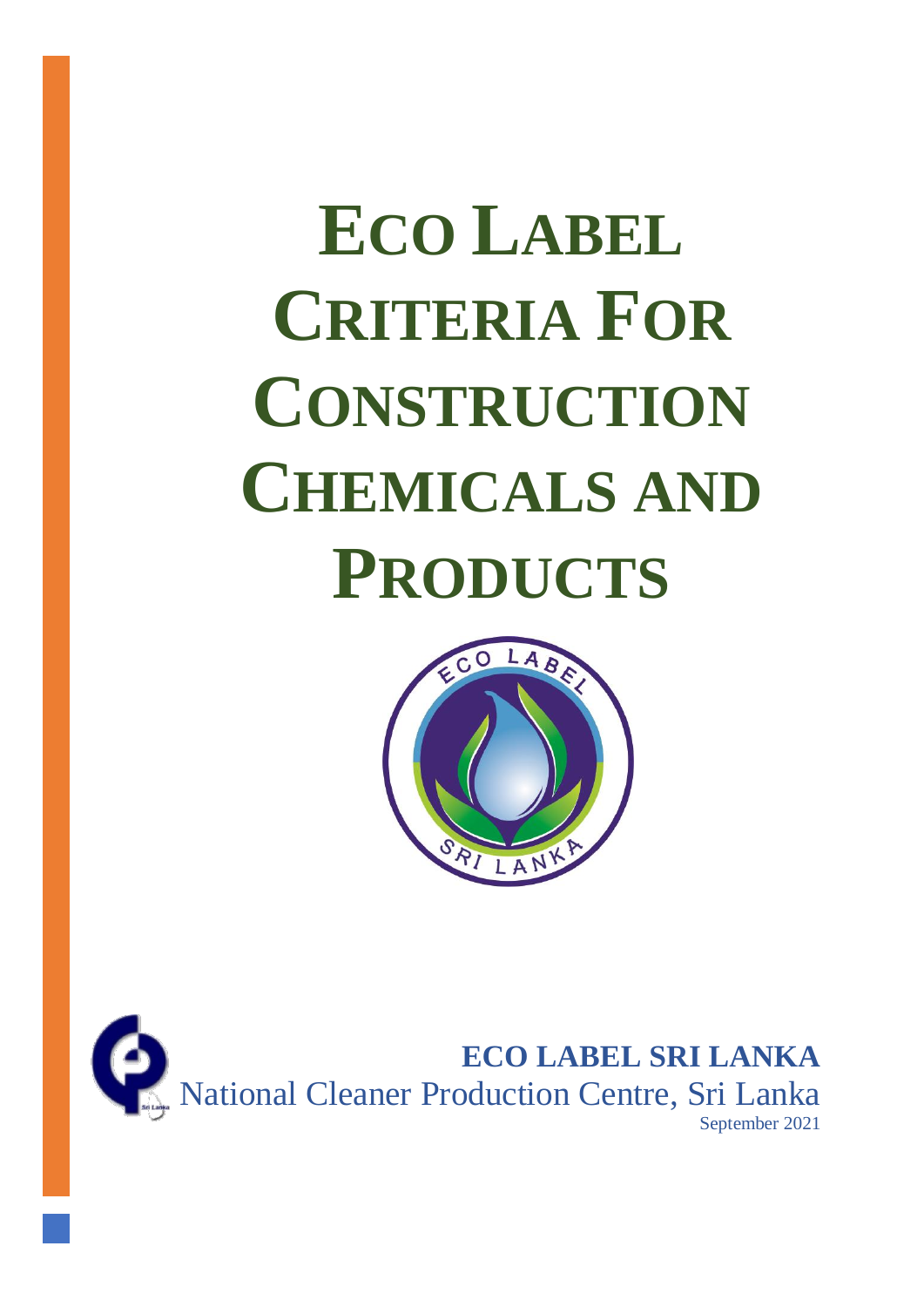# ECO LABEL CRITERIA FOR CONSTRUCTION CHEMICALS AND PRODUCTS

**ECO LABEL SRI LANKA**

National Cleaner Production Centre, Sri Lanka

September 2021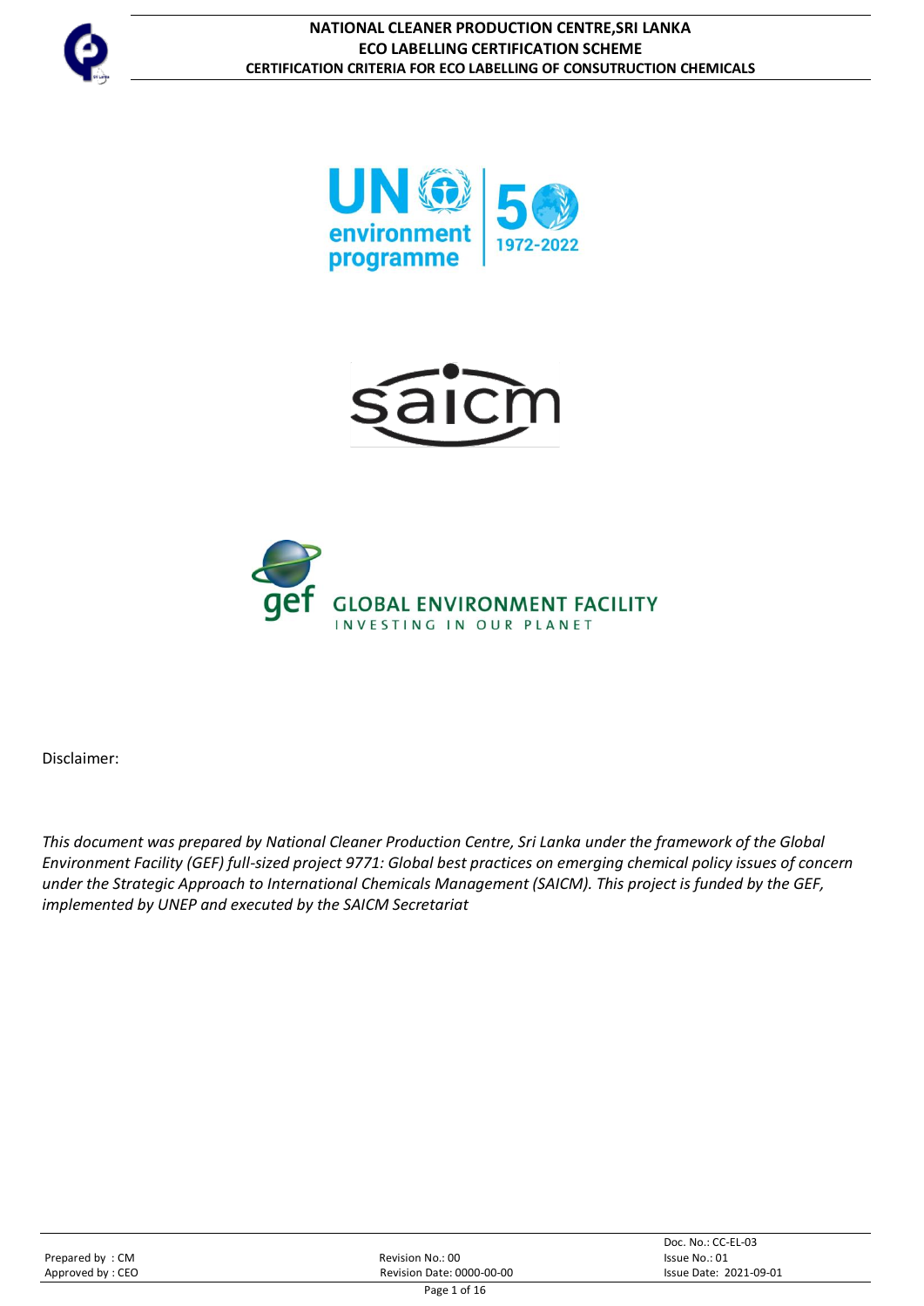Disclaimer:

*This document was prepared by National Cleaner Production Centre, Sri Lanka under the framework of the Global Environment Facility (GEF) full-sized project 9771: Global best practices on emerging chemical policy issues of concern under the Strategic Approach to International Chemicals Management (SAICM). This project is funded by the GEF, implemented by UNEP and executed by the SAICM Secretariat*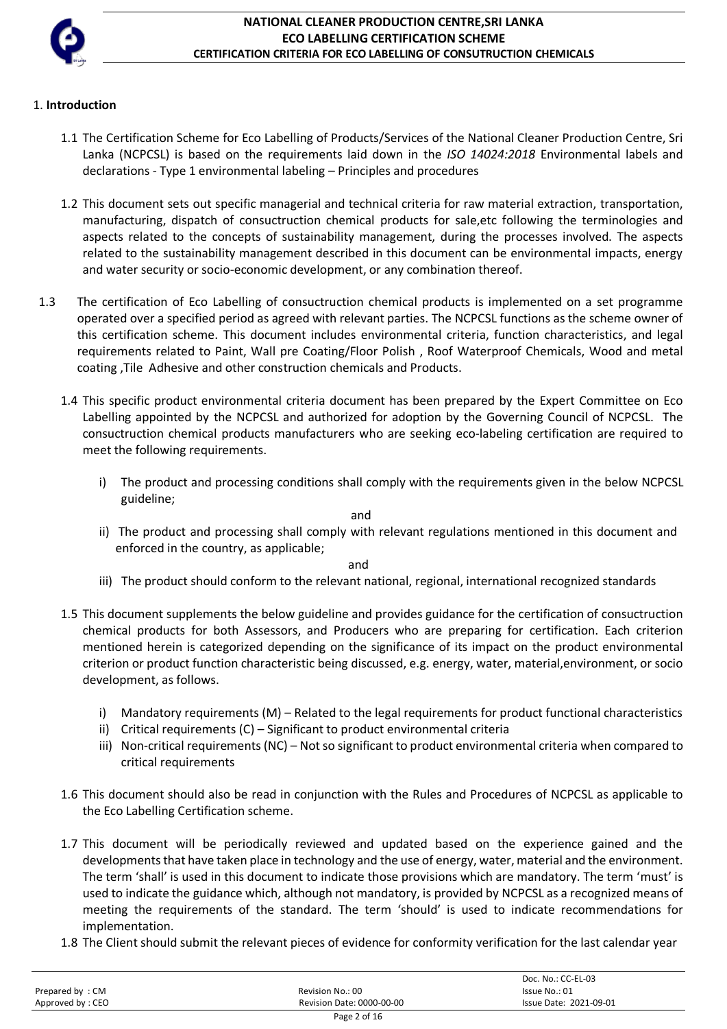## 1. **Introduction**

1.1 The Certification Scheme for Eco Labelling of Products/Services of the National Cleaner Production Centre, Sri Lanka (NCPCSL) is based on the requirements laid down in the *ISO 14024:2018* Environmental labels and declarations - Type 1 environmental labeling – Principles and procedures

1.2 This document sets out specific managerial and technical criteria for raw material extraction, transportation, manufacturing, dispatch of consuctruction chemical products for sale,etc following the terminologies and aspects related to the concepts of sustainability management, during the processes involved. The aspects related to the sustainability management described in this document can be environmental impacts, energy and water security or socio-economic development, or any combination thereof.

1.3 The certification of Eco Labelling of consuctruction chemical products is implemented on a set programme operated over a specified period as agreed with relevant parties. The NCPCSL functions as the scheme owner of this certification scheme. This document includes environmental criteria, function characteristics, and legal requirements related to Paint, Wall pre Coating/Floor Polish , Roof Waterproof Chemicals, Wood and metal coating ,Tile Adhesive and other construction chemicals and Products.

1.4 This specific product environmental criteria document has been prepared by the Expert Committee on Eco Labelling appointed by the NCPCSL and authorized for adoption by the Governing Council of NCPCSL. The consuctruction chemical products manufacturers who are seeking eco-labeling certification are required to meet the following requirements.

i) The product and processing conditions shall comply with the requirements given in the below NCPCSL guideline;

and

ii) The product and processing shall comply with relevant regulations mentioned in this document and enforced in the country, as applicable;

and

iii) The product should conform to the relevant national, regional, international recognized standards

1.5 This document supplements the below guideline and provides guidance for the certification of consuctruction chemical products for both Assessors, and Producers who are preparing for certification. Each criterion mentioned herein is categorized depending on the significance of its impact on the product environmental criterion or product function characteristic being discussed, e.g. energy, water, material,environment, or socio development, as follows.

i) Mandatory requirements (M) – Related to the legal requirements for product functional characteristics
ii) Critical requirements (C) – Significant to product environmental criteria
iii) Non-critical requirements (NC) – Not so significant to product environmental criteria when compared to critical requirements

1.6 This document should also be read in conjunction with the Rules and Procedures of NCPCSL as applicable to the Eco Labelling Certification scheme.

1.7 This document will be periodically reviewed and updated based on the experience gained and the developments that have taken place in technology and the use of energy, water, material and the environment. The term 'shall' is used in this document to indicate those provisions which are mandatory. The term 'must' is used to indicate the guidance which, although not mandatory, is provided by NCPCSL as a recognized means of meeting the requirements of the standard. The term 'should' is used to indicate recommendations for implementation.

1.8 The Client should submit the relevant pieces of evidence for conformity verification for the last calendar year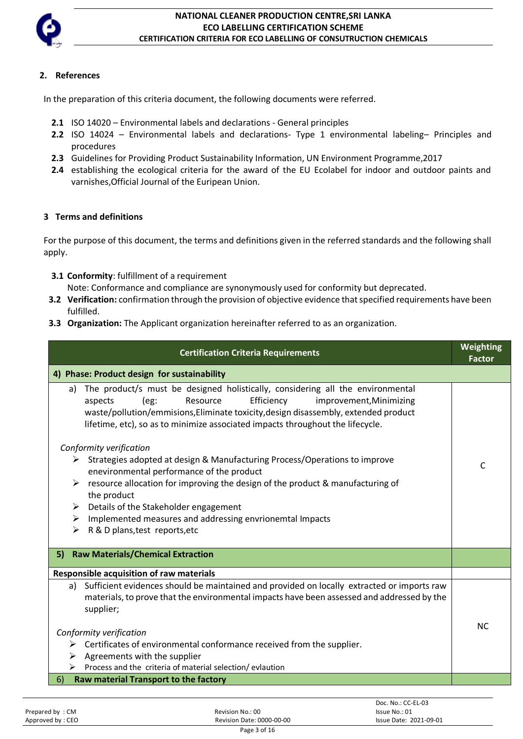## 2. References

In the preparation of this criteria document, the following documents were referred.

- **2.1** ISO 14020 – Environmental labels and declarations - General principles
- **2.2** ISO 14024 – Environmental labels and declarations- Type 1 environmental labeling– Principles and procedures
- **2.3** Guidelines for Providing Product Sustainability Information, UN Environment Programme,2017
- **2.4** establishing the ecological criteria for the award of the EU Ecolabel for indoor and outdoor paints and varnishes,Official Journal of the Eurlpean Union.

## 3 Terms and definitions

For the purpose of this document, the terms and definitions given in the referred standards and the following shall apply.

- **3.1 Conformity**: fulfillment of a requirement
  Note: Conformance and compliance are synonymously used for conformity but deprecated.
- **3.2 Verification:** confirmation through the provision of objective evidence that specified requirements have been fulfilled.
- **3.3 Organization:** The Applicant organization hereinafter referred to as an organization.

| Certification Criteria Requirements | Weighting Factor |
|---|---|
| **4) Phase: Product design for sustainability** | |
| a) The product/s must be designed holistically, considering all the environmental aspects (eg: Resource Efficiency improvement,Minimizing waste/pollution/emmisions,Eliminate toxicity,design disassembly, extended product lifetime, etc), so as to minimize associated impacts throughout the lifecycle.<br><br>*Conformity verification*<br>➢ Strategies adopted at design & Manufacturing Process/Operations to improve enevironmental performance of the product<br>➢ resource allocation for improving the design of the product & manufacturing of the product<br>➢ Details of the Stakeholder engagement<br>➢ Implemented measures and addressing envrionemtal Impacts<br>➢ R & D plans,test reports,etc | C |
| **5) Raw Materials/Chemical Extraction** | |
| **Responsible acquisition of raw materials** | |
| a) Sufficient evidences should be maintained and provided on locally extracted or imports raw materials, to prove that the environmental impacts have been assessed and addressed by the supplier;<br><br>*Conformity verification*<br>➢ Certificates of environmental conformance received from the supplier.<br>➢ Agreements with the supplier<br>➢ Process and the criteria of material selection/ evlaution | NC |
| 6) **Raw material Transport to the factory** | |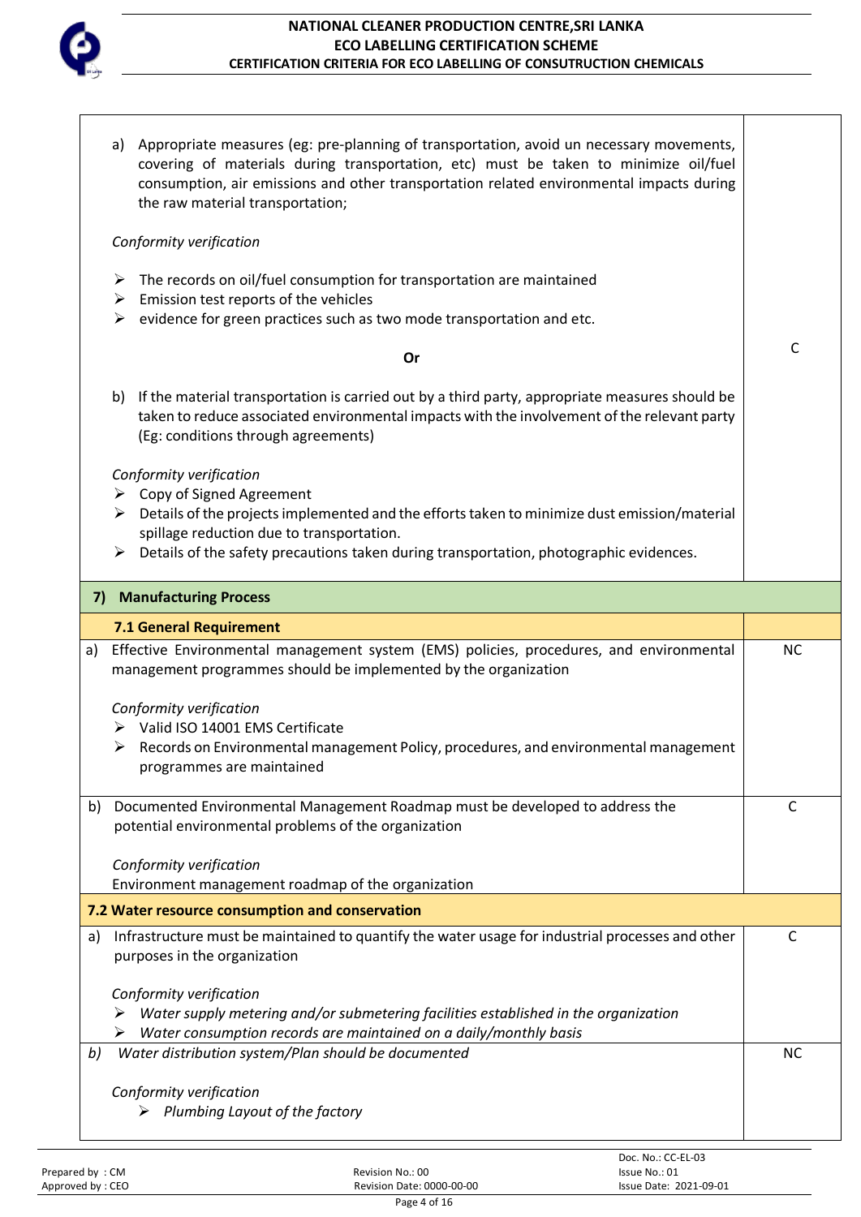| | |
|---|---|
| a) Appropriate measures (eg: pre-planning of transportation, avoid un necessary movements, covering of materials during transportation, etc) must be taken to minimize oil/fuel consumption, air emissions and other transportation related environmental impacts during the raw material transportation;<br><br>*Conformity verification*<br>➢ The records on oil/fuel consumption for transportation are maintained<br>➢ Emission test reports of the vehicles<br>➢ evidence for green practices such as two mode transportation and etc.<br><br>**Or**<br><br>b) If the material transportation is carried out by a third party, appropriate measures should be taken to reduce associated environmental impacts with the involvement of the relevant party (Eg: conditions through agreements)<br><br>*Conformity verification*<br>➢ Copy of Signed Agreement<br>➢ Details of the projects implemented and the efforts taken to minimize dust emission/material spillage reduction due to transportation.<br>➢ Details of the safety precautions taken during transportation, photographic evidences. | C |
| **7) Manufacturing Process** | |
| **7.1 General Requirement** | |
| a) Effective Environmental management system (EMS) policies, procedures, and environmental management programmes should be implemented by the organization<br><br>*Conformity verification*<br>➢ Valid ISO 14001 EMS Certificate<br>➢ Records on Environmental management Policy, procedures, and environmental management programmes are maintained | NC |
| b) Documented Environmental Management Roadmap must be developed to address the potential environmental problems of the organization<br><br>*Conformity verification*<br>Environment management roadmap of the organization | C |
| **7.2 Water resource consumption and conservation** | |
| a) Infrastructure must be maintained to quantify the water usage for industrial processes and other purposes in the organization<br><br>*Conformity verification*<br>➢ *Water supply metering and/or submetering facilities established in the organization*<br>➢ *Water consumption records are maintained on a daily/monthly basis* | C |
| *b) Water distribution system/Plan should be documented*<br><br>*Conformity verification*<br>➢ *Plumbing Layout of the factory* | NC |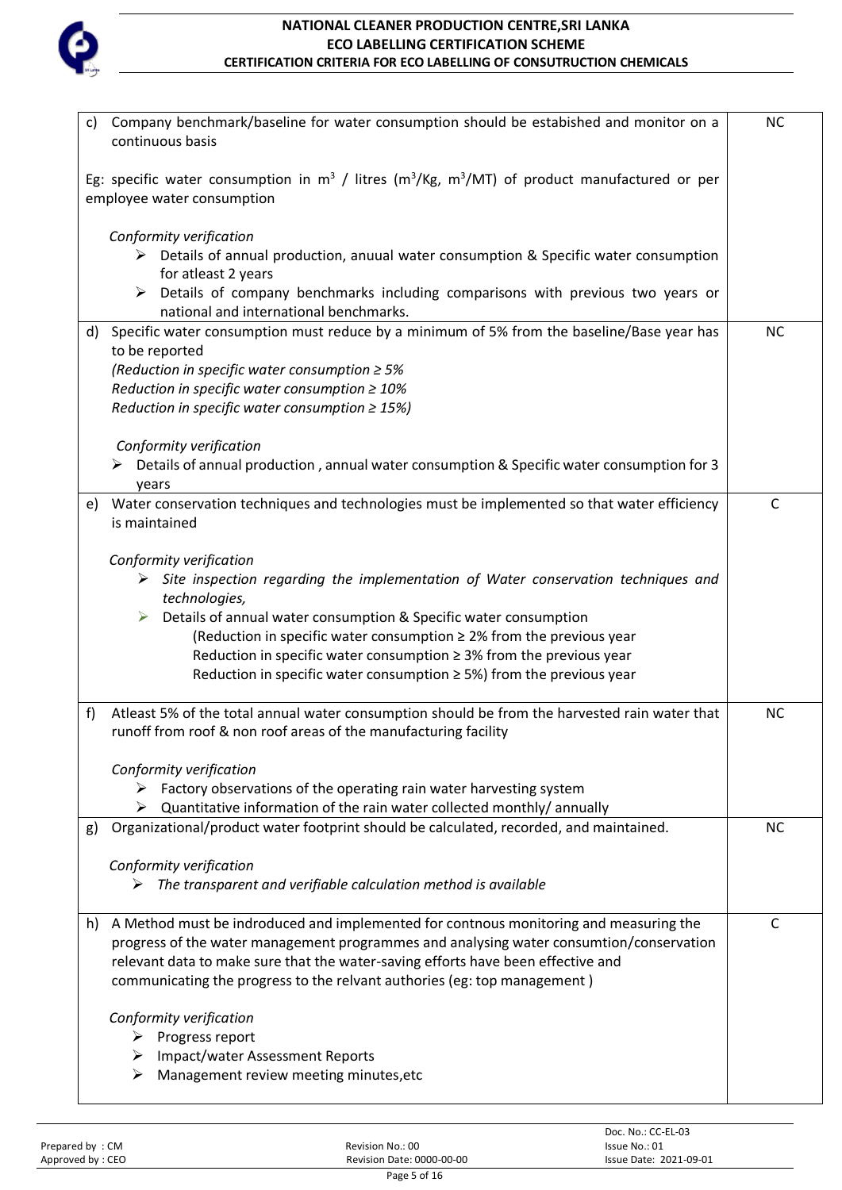| Criteria | |
|---|---|
| c) Company benchmark/baseline for water consumption should be estabished and monitor on a continuous basis<br><br>Eg: specific water consumption in $m^3$ / litres ($m^3$/Kg, $m^3$/MT) of product manufactured or per employee water consumption<br><br>*Conformity verification*<br>➢ Details of annual production, anuual water consumption & Specific water consumption for atleast 2 years<br>➢ Details of company benchmarks including comparisons with previous two years or national and international benchmarks. | NC |
| d) Specific water consumption must reduce by a minimum of 5% from the baseline/Base year has to be reported<br>*(Reduction in specific water consumption ≥ 5%*<br>*Reduction in specific water consumption ≥ 10%*<br>*Reduction in specific water consumption ≥ 15%)*<br><br>*Conformity verification*<br>➢ Details of annual production , annual water consumption & Specific water consumption for 3 years | NC |
| e) Water conservation techniques and technologies must be implemented so that water efficiency is maintained<br><br>*Conformity verification*<br>➢ *Site inspection regarding the implementation of Water conservation techniques and technologies,*<br>➢ Details of annual water consumption & Specific water consumption<br>(Reduction in specific water consumption ≥ 2% from the previous year<br>Reduction in specific water consumption ≥ 3% from the previous year<br>Reduction in specific water consumption ≥ 5%) from the previous year | C |
| f) Atleast 5% of the total annual water consumption should be from the harvested rain water that runoff from roof & non roof areas of the manufacturing facility<br><br>*Conformity verification*<br>➢ Factory observations of the operating rain water harvesting system<br>➢ Quantitative information of the rain water collected monthly/ annually | NC |
| g) Organizational/product water footprint should be calculated, recorded, and maintained.<br><br>*Conformity verification*<br>➢ *The transparent and verifiable calculation method is available* | NC |
| h) A Method must be indroduced and implemented for contnous monitoring and measuring the progress of the water management programmes and analysing water consumtion/conservation relevant data to make sure that the water-saving efforts have been effective and communicating the progress to the relvant authories (eg: top management )<br><br>*Conformity verification*<br>➢ Progress report<br>➢ Impact/water Assessment Reports<br>➢ Management review meeting minutes,etc | C |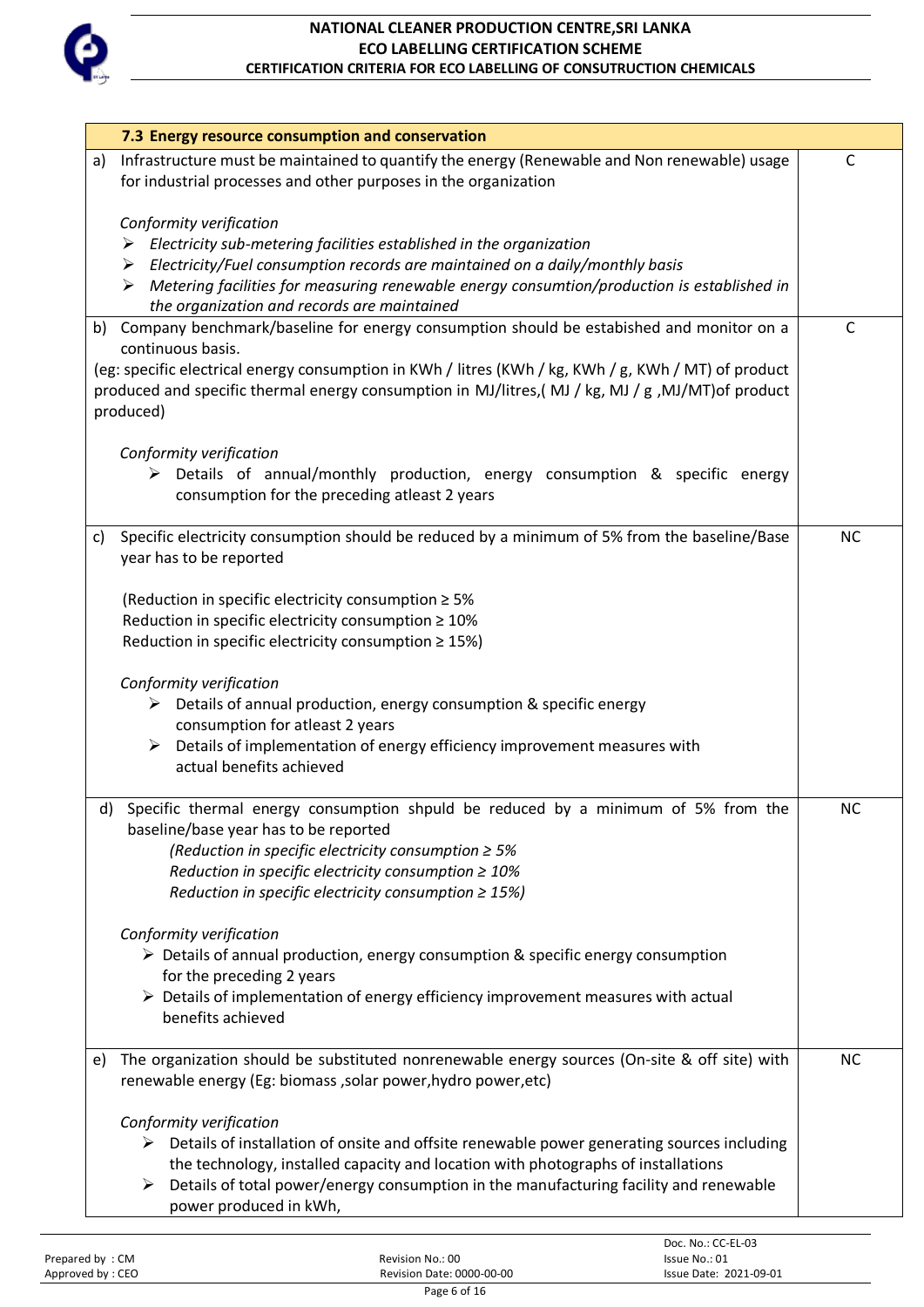| 7.3 Energy resource consumption and conservation | |
|---|---|
| a) Infrastructure must be maintained to quantify the energy (Renewable and Non renewable) usage for industrial processes and other purposes in the organization<br><br>*Conformity verification*<br>➢ *Electricity sub-metering facilities established in the organization*<br>➢ *Electricity/Fuel consumption records are maintained on a daily/monthly basis*<br>➢ *Metering facilities for measuring renewable energy consumtion/production is established in the organization and records are maintained* | C |
| b) Company benchmark/baseline for energy consumption should be estabished and monitor on a continuous basis.<br>(eg: specific electrical energy consumption in KWh / litres (KWh / kg, KWh / g, KWh / MT) of product produced and specific thermal energy consumption in MJ/litres,( MJ / kg, MJ / g ,MJ/MT)of product produced)<br><br>*Conformity verification*<br>➢ Details of annual/monthly production, energy consumption & specific energy consumption for the preceding atleast 2 years | C |
| c) Specific electricity consumption should be reduced by a minimum of 5% from the baseline/Base year has to be reported<br><br>(Reduction in specific electricity consumption ≥ 5%<br>Reduction in specific electricity consumption ≥ 10%<br>Reduction in specific electricity consumption ≥ 15%)<br><br>*Conformity verification*<br>➢ Details of annual production, energy consumption & specific energy consumption for atleast 2 years<br>➢ Details of implementation of energy efficiency improvement measures with actual benefits achieved | NC |
| d) Specific thermal energy consumption shpuld be reduced by a minimum of 5% from the baseline/base year has to be reported<br>*(Reduction in specific electricity consumption ≥ 5%*<br>*Reduction in specific electricity consumption ≥ 10%*<br>*Reduction in specific electricity consumption ≥ 15%)*<br><br>*Conformity verification*<br>➢ Details of annual production, energy consumption & specific energy consumption for the preceding 2 years<br>➢ Details of implementation of energy efficiency improvement measures with actual benefits achieved | NC |
| e) The organization should be substituted nonrenewable energy sources (On-site & off site) with renewable energy (Eg: biomass ,solar power,hydro power,etc)<br><br>*Conformity verification*<br>➢ Details of installation of onsite and offsite renewable power generating sources including the technology, installed capacity and location with photographs of installations<br>➢ Details of total power/energy consumption in the manufacturing facility and renewable power produced in kWh, | NC |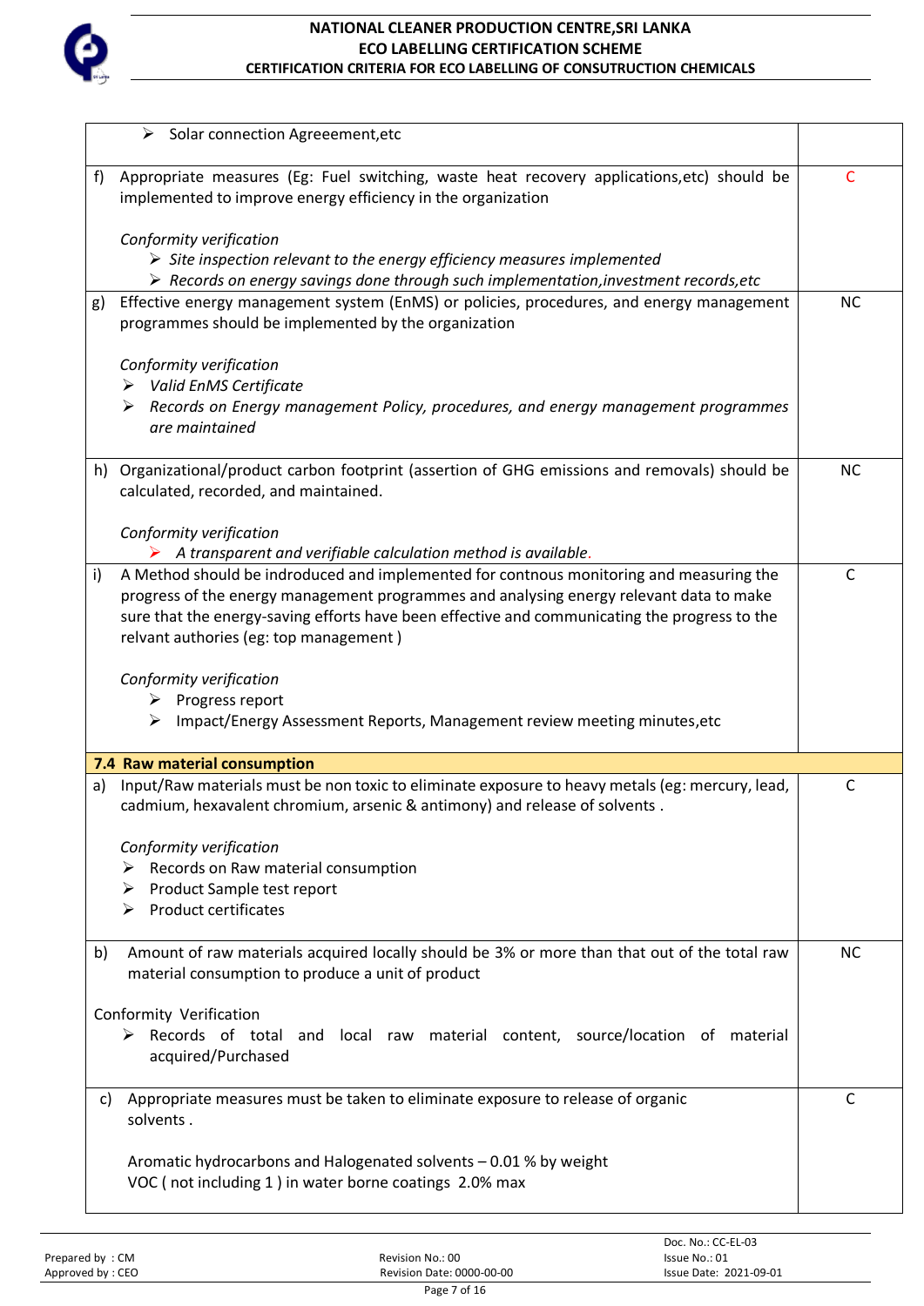| | |
|---|---|
| ➢ Solar connection Agreeement,etc | |
| f) Appropriate measures (Eg: Fuel switching, waste heat recovery applications,etc) should be implemented to improve energy efficiency in the organization<br><br>*Conformity verification*<br>➢ *Site inspection relevant to the energy efficiency measures implemented*<br>➢ *Records on energy savings done through such implementation,investment records,etc* | C |
| g) Effective energy management system (EnMS) or policies, procedures, and energy management programmes should be implemented by the organization<br><br>*Conformity verification*<br>➢ *Valid EnMS Certificate*<br>➢ *Records on Energy management Policy, procedures, and energy management programmes are maintained* | NC |
| h) Organizational/product carbon footprint (assertion of GHG emissions and removals) should be calculated, recorded, and maintained.<br><br>*Conformity verification*<br>➢ *A transparent and verifiable calculation method is available.* | NC |
| i) A Method should be indroduced and implemented for contnous monitoring and measuring the progress of the energy management programmes and analysing energy relevant data to make sure that the energy-saving efforts have been effective and communicating the progress to the relvant authories (eg: top management )<br><br>*Conformity verification*<br>➢ Progress report<br>➢ Impact/Energy Assessment Reports, Management review meeting minutes,etc | C |
| **7.4 Raw material consumption** | |
| a) Input/Raw materials must be non toxic to eliminate exposure to heavy metals (eg: mercury, lead, cadmium, hexavalent chromium, arsenic & antimony) and release of solvents .<br><br>*Conformity verification*<br>➢ Records on Raw material consumption<br>➢ Product Sample test report<br>➢ Product certificates | C |
| b) Amount of raw materials acquired locally should be 3% or more than that out of the total raw material consumption to produce a unit of product<br><br>Conformity Verification<br>➢ Records of total and local raw material content, source/location of material acquired/Purchased | NC |
| c) Appropriate measures must be taken to eliminate exposure to release of organic solvents .<br><br>Aromatic hydrocarbons and Halogenated solvents – 0.01 % by weight<br>VOC ( not including 1 ) in water borne coatings 2.0% max | C |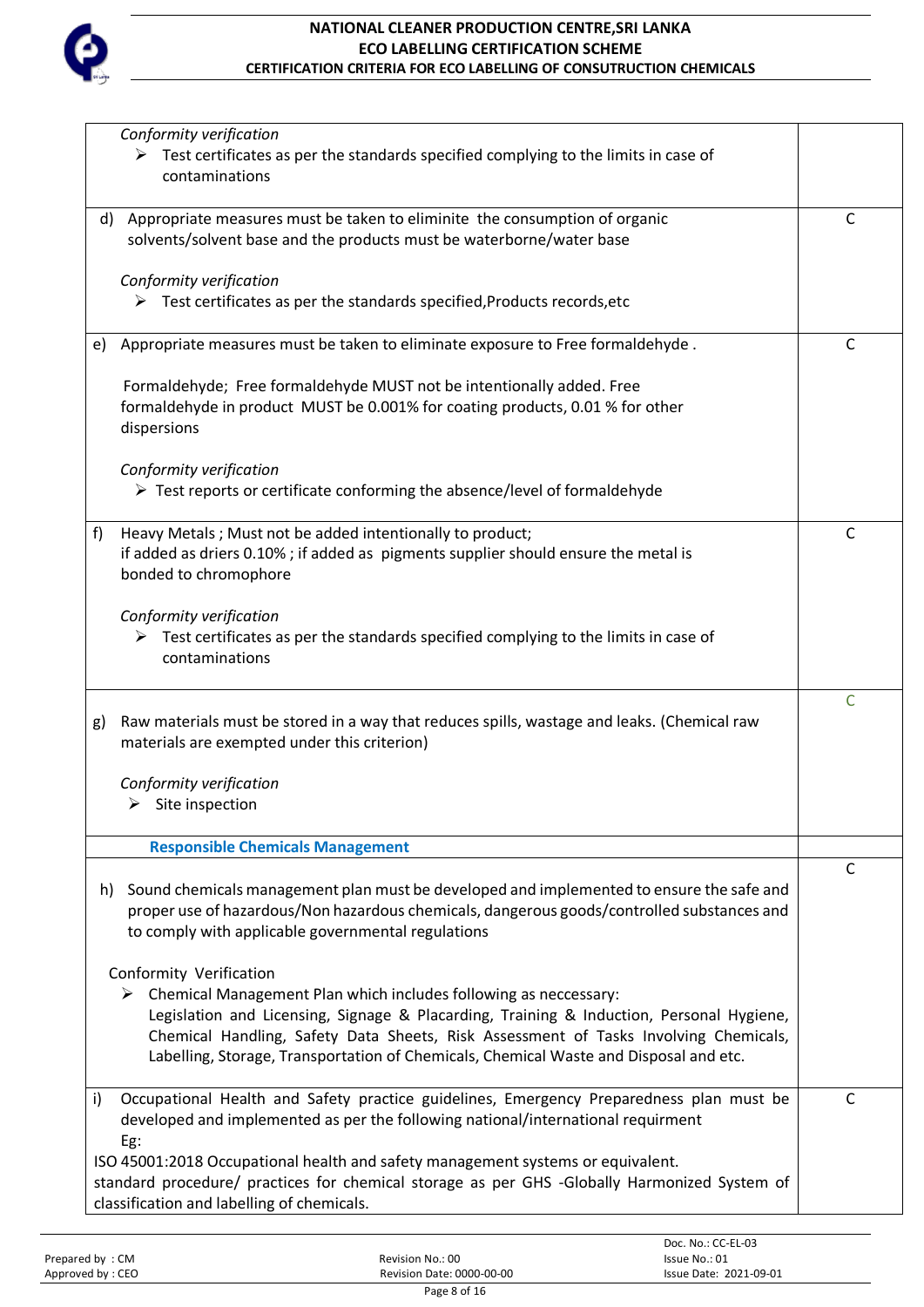| | |
|---|---|
| *Conformity verification*<br>➢ Test certificates as per the standards specified complying to the limits in case of contaminations | |
| d) Appropriate measures must be taken to eliminite the consumption of organic solvents/solvent base and the products must be waterborne/water base<br><br>*Conformity verification*<br>➢ Test certificates as per the standards specified,Products records,etc | C |
| e) Appropriate measures must be taken to eliminate exposure to Free formaldehyde .<br><br>Formaldehyde; Free formaldehyde MUST not be intentionally added. Free formaldehyde in product MUST be 0.001% for coating products, 0.01 % for other dispersions<br><br>*Conformity verification*<br>➢ Test reports or certificate conforming the absence/level of formaldehyde | C |
| f) Heavy Metals ; Must not be added intentionally to product;<br>if added as driers 0.10% ; if added as pigments supplier should ensure the metal is bonded to chromophore<br><br>*Conformity verification*<br>➢ Test certificates as per the standards specified complying to the limits in case of contaminations | C |
| g) Raw materials must be stored in a way that reduces spills, wastage and leaks. (Chemical raw materials are exempted under this criterion)<br><br>*Conformity verification*<br>➢ Site inspection | C |
| **Responsible Chemicals Management** | |
| h) Sound chemicals management plan must be developed and implemented to ensure the safe and proper use of hazardous/Non hazardous chemicals, dangerous goods/controlled substances and to comply with applicable governmental regulations<br><br>Conformity Verification<br>➢ Chemical Management Plan which includes following as neccessary:<br>Legislation and Licensing, Signage & Placarding, Training & Induction, Personal Hygiene, Chemical Handling, Safety Data Sheets, Risk Assessment of Tasks Involving Chemicals, Labelling, Storage, Transportation of Chemicals, Chemical Waste and Disposal and etc. | C |
| i) Occupational Health and Safety practice guidelines, Emergency Preparedness plan must be developed and implemented as per the following national/international requirment<br>Eg:<br>ISO 45001:2018 Occupational health and safety management systems or equivalent.<br>standard procedure/ practices for chemical storage as per GHS -Globally Harmonized System of classification and labelling of chemicals. | C |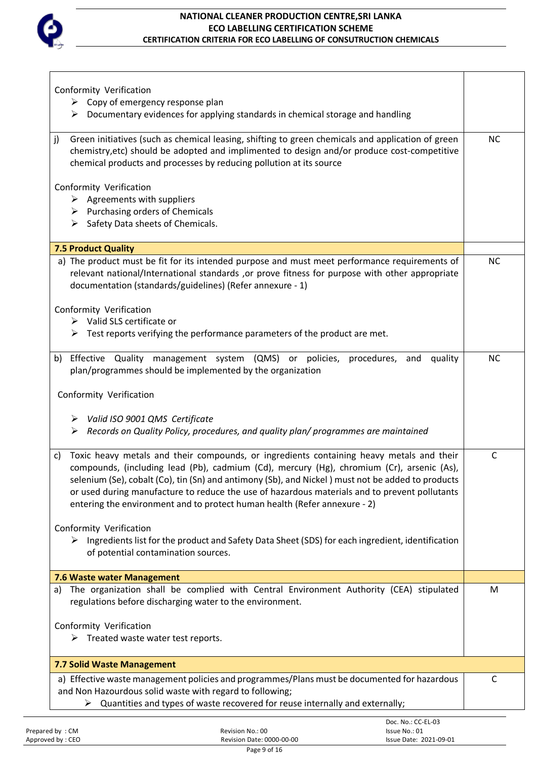| | |
|---|---|
| Conformity Verification<br>➢ Copy of emergency response plan<br>➢ Documentary evidences for applying standards in chemical storage and handling | |
| j) Green initiatives (such as chemical leasing, shifting to green chemicals and application of green chemistry,etc) should be adopted and implimented to design and/or produce cost-competitive chemical products and processes by reducing pollution at its source<br><br>Conformity Verification<br>➢ Agreements with suppliers<br>➢ Purchasing orders of Chemicals<br>➢ Safety Data sheets of Chemicals. | NC |
| **7.5 Product Quality** | |
| a) The product must be fit for its intended purpose and must meet performance requirements of relevant national/International standards ,or prove fitness for purpose with other appropriate documentation (standards/guidelines) (Refer annexure - 1)<br><br>Conformity Verification<br>➢ Valid SLS certificate or<br>➢ Test reports verifying the performance parameters of the product are met. | NC |
| b) Effective Quality management system (QMS) or policies, procedures, and quality plan/programmes should be implemented by the organization<br><br>Conformity Verification<br><br>➢ *Valid ISO 9001 QMS Certificate*<br>➢ *Records on Quality Policy, procedures, and quality plan/ programmes are maintained* | NC |
| c) Toxic heavy metals and their compounds, or ingredients containing heavy metals and their compounds, (including lead (Pb), cadmium (Cd), mercury (Hg), chromium (Cr), arsenic (As), selenium (Se), cobalt (Co), tin (Sn) and antimony (Sb), and Nickel ) must not be added to products or used during manufacture to reduce the use of hazardous materials and to prevent pollutants entering the environment and to protect human health (Refer annexure - 2)<br><br>Conformity Verification<br>➢ Ingredients list for the product and Safety Data Sheet (SDS) for each ingredient, identification of potential contamination sources. | C |
| **7.6 Waste water Management** | |
| a) The organization shall be complied with Central Environment Authority (CEA) stipulated regulations before discharging water to the environment.<br><br>Conformity Verification<br>➢ Treated waste water test reports. | M |
| **7.7 Solid Waste Management** | |
| a) Effective waste management policies and programmes/Plans must be documented for hazardous and Non Hazourdous solid waste with regard to following;<br>➢ Quantities and types of waste recovered for reuse internally and externally; | C |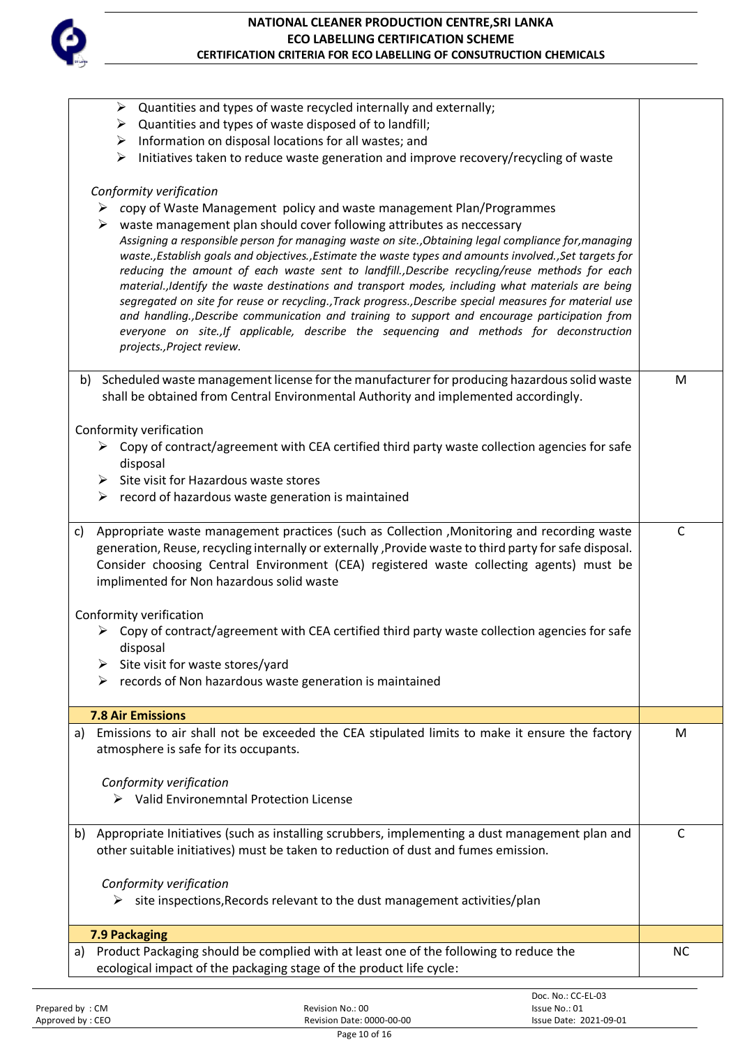| | |
|---|---|
| ➢ Quantities and types of waste recycled internally and externally;<br>➢ Quantities and types of waste disposed of to landfill;<br>➢ Information on disposal locations for all wastes; and<br>➢ Initiatives taken to reduce waste generation and improve recovery/recycling of waste<br><br>*Conformity verification*<br>➢ copy of Waste Management policy and waste management Plan/Programmes<br>➢ waste management plan should cover following attributes as neccessary<br>*Assigning a responsible person for managing waste on site.,Obtaining legal compliance for,managing waste.,Establish goals and objectives.,Estimate the waste types and amounts involved.,Set targets for reducing the amount of each waste sent to landfill.,Describe recycling/reuse methods for each material.,Identify the waste destinations and transport modes, including what materials are being segregated on site for reuse or recycling.,Track progress.,Describe special measures for material use and handling.,Describe communication and training to support and encourage participation from everyone on site.,If applicable, describe the sequencing and methods for deconstruction projects.,Project review.* | |
| b) Scheduled waste management license for the manufacturer for producing hazardous solid waste shall be obtained from Central Environmental Authority and implemented accordingly.<br><br>Conformity verification<br>➢ Copy of contract/agreement with CEA certified third party waste collection agencies for safe disposal<br>➢ Site visit for Hazardous waste stores<br>➢ record of hazardous waste generation is maintained | M |
| c) Appropriate waste management practices (such as Collection ,Monitoring and recording waste generation, Reuse, recycling internally or externally ,Provide waste to third party for safe disposal. Consider choosing Central Environment (CEA) registered waste collecting agents) must be implimented for Non hazardous solid waste<br><br>Conformity verification<br>➢ Copy of contract/agreement with CEA certified third party waste collection agencies for safe disposal<br>➢ Site visit for waste stores/yard<br>➢ records of Non hazardous waste generation is maintained | C |
| **7.8 Air Emissions** | |
| a) Emissions to air shall not be exceeded the CEA stipulated limits to make it ensure the factory atmosphere is safe for its occupants.<br><br>*Conformity verification*<br>➢ Valid Environemntal Protection License | M |
| b) Appropriate Initiatives (such as installing scrubbers, implementing a dust management plan and other suitable initiatives) must be taken to reduction of dust and fumes emission.<br><br>*Conformity verification*<br>➢ site inspections,Records relevant to the dust management activities/plan | C |
| **7.9 Packaging** | |
| a) Product Packaging should be complied with at least one of the following to reduce the ecological impact of the packaging stage of the product life cycle: | NC |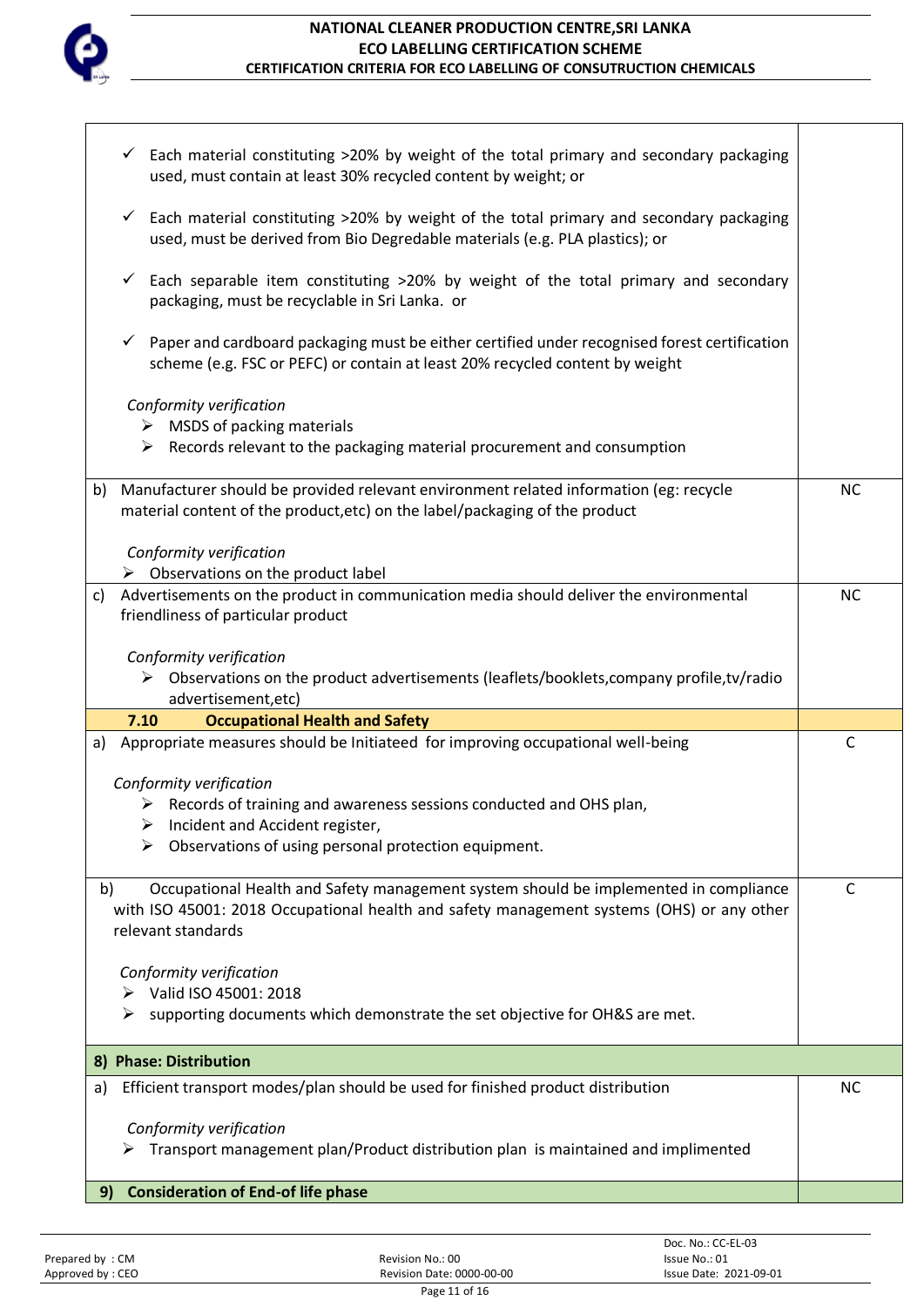| | |
|---|---|
| ✓ Each material constituting >20% by weight of the total primary and secondary packaging used, must contain at least 30% recycled content by weight; or<br><br>✓ Each material constituting >20% by weight of the total primary and secondary packaging used, must be derived from Bio Degredable materials (e.g. PLA plastics); or<br><br>✓ Each separable item constituting >20% by weight of the total primary and secondary packaging, must be recyclable in Sri Lanka. or<br><br>✓ Paper and cardboard packaging must be either certified under recognised forest certification scheme (e.g. FSC or PEFC) or contain at least 20% recycled content by weight<br><br>*Conformity verification*<br>➢ MSDS of packing materials<br>➢ Records relevant to the packaging material procurement and consumption | |
| b) Manufacturer should be provided relevant environment related information (eg: recycle material content of the product,etc) on the label/packaging of the product<br><br>*Conformity verification*<br>➢ Observations on the product label | NC |
| c) Advertisements on the product in communication media should deliver the environmental friendliness of particular product<br><br>*Conformity verification*<br>➢ Observations on the product advertisements (leaflets/booklets,company profile,tv/radio advertisement,etc) | NC |
| **7.10 Occupational Health and Safety** | |
| a) Appropriate measures should be Initiateed for improving occupational well-being<br><br>*Conformity verification*<br>➢ Records of training and awareness sessions conducted and OHS plan,<br>➢ Incident and Accident register,<br>➢ Observations of using personal protection equipment. | C |
| b) Occupational Health and Safety management system should be implemented in compliance with ISO 45001: 2018 Occupational health and safety management systems (OHS) or any other relevant standards<br><br>*Conformity verification*<br>➢ Valid ISO 45001: 2018<br>➢ supporting documents which demonstrate the set objective for OH&S are met. | C |
| **8) Phase: Distribution** | |
| a) Efficient transport modes/plan should be used for finished product distribution<br><br>*Conformity verification*<br>➢ Transport management plan/Product distribution plan is maintained and implimented | NC |
| **9) Consideration of End-of life phase** | |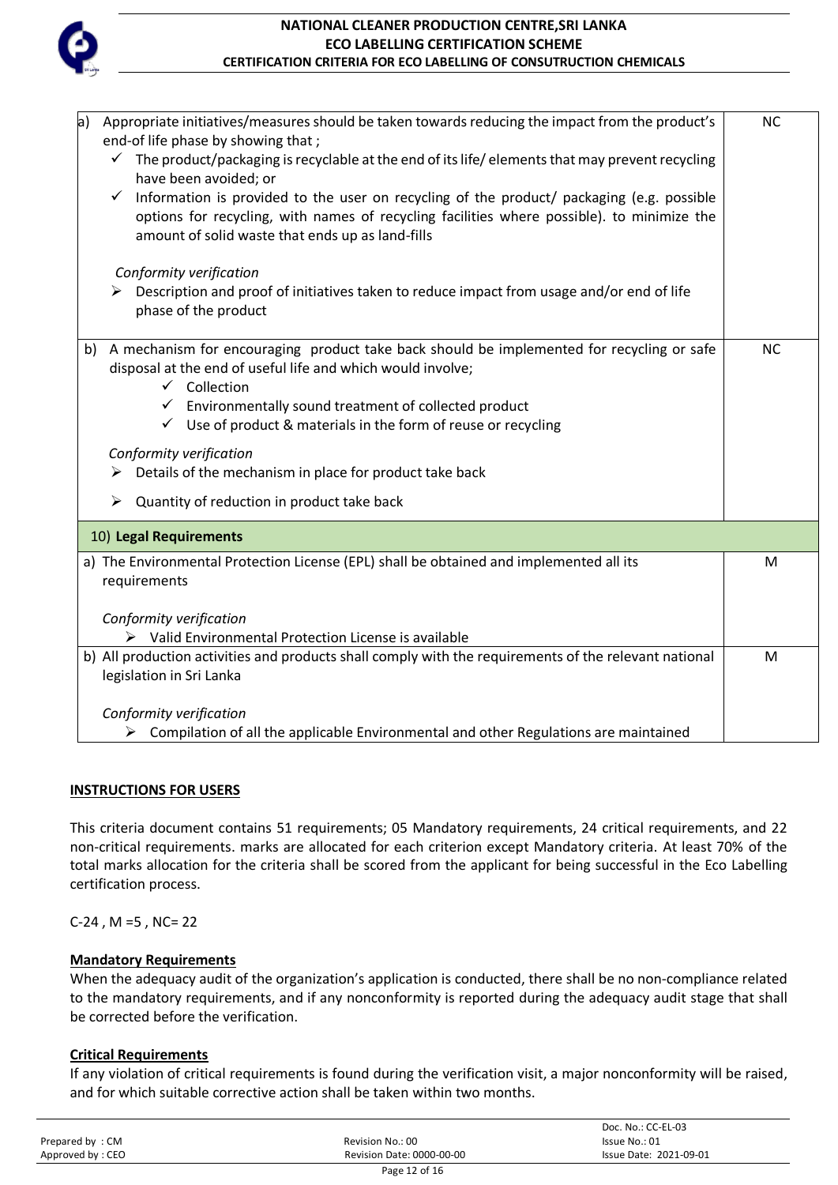| | |
|---|---|
| a) Appropriate initiatives/measures should be taken towards reducing the impact from the product's end-of life phase by showing that ;<br>✓ The product/packaging is recyclable at the end of its life/ elements that may prevent recycling have been avoided; or<br>✓ Information is provided to the user on recycling of the product/ packaging (e.g. possible options for recycling, with names of recycling facilities where possible). to minimize the amount of solid waste that ends up as land-fills<br><br>*Conformity verification*<br>➢ Description and proof of initiatives taken to reduce impact from usage and/or end of life phase of the product | NC |
| b) A mechanism for encouraging product take back should be implemented for recycling or safe disposal at the end of useful life and which would involve;<br>✓ Collection<br>✓ Environmentally sound treatment of collected product<br>✓ Use of product & materials in the form of reuse or recycling<br><br>*Conformity verification*<br>➢ Details of the mechanism in place for product take back<br>➢ Quantity of reduction in product take back | NC |
| 10) **Legal Requirements** | |
| a) The Environmental Protection License (EPL) shall be obtained and implemented all its requirements<br><br>*Conformity verification*<br>➢ Valid Environmental Protection License is available | M |
| b) All production activities and products shall comply with the requirements of the relevant national legislation in Sri Lanka<br><br>*Conformity verification*<br>➢ Compilation of all the applicable Environmental and other Regulations are maintained | M |

## INSTRUCTIONS FOR USERS

This criteria document contains 51 requirements; 05 Mandatory requirements, 24 critical requirements, and 22 non-critical requirements. marks are allocated for each criterion except Mandatory criteria. At least 70% of the total marks allocation for the criteria shall be scored from the applicant for being successful in the Eco Labelling certification process.

C-24 , M =5 , NC= 22

### Mandatory Requirements

When the adequacy audit of the organization's application is conducted, there shall be no non-compliance related to the mandatory requirements, and if any nonconformity is reported during the adequacy audit stage that shall be corrected before the verification.

### Critical Requirements

If any violation of critical requirements is found during the verification visit, a major nonconformity will be raised, and for which suitable corrective action shall be taken within two months.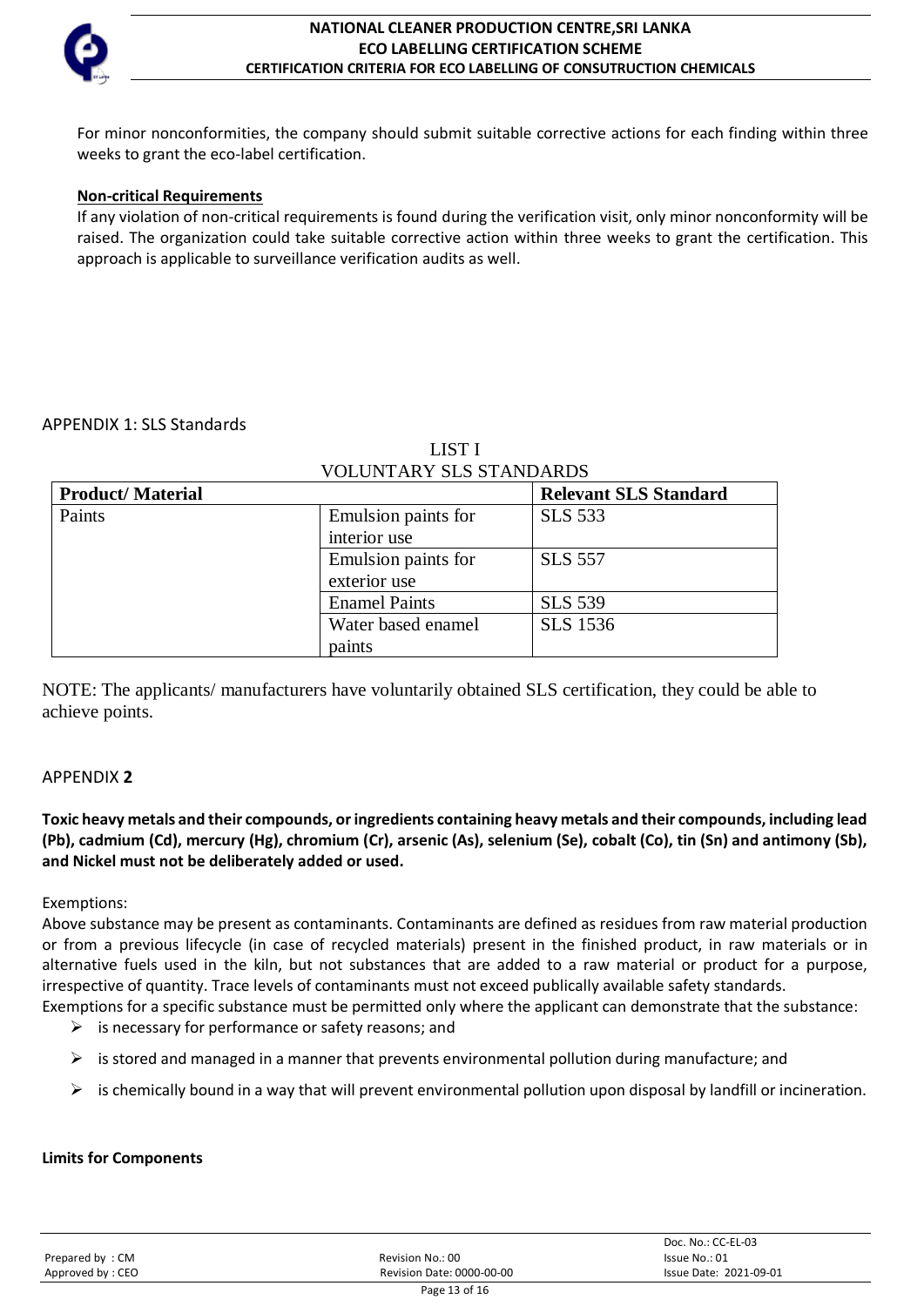For minor nonconformities, the company should submit suitable corrective actions for each finding within three weeks to grant the eco-label certification.

**Non-critical Requirements**

If any violation of non-critical requirements is found during the verification visit, only minor nonconformity will be raised. The organization could take suitable corrective action within three weeks to grant the certification. This approach is applicable to surveillance verification audits as well.

APPENDIX 1: SLS Standards

LIST I
VOLUNTARY SLS STANDARDS

| **Product/ Material** | | **Relevant SLS Standard** |
|---|---|---|
| Paints | Emulsion paints for interior use | SLS 533 |
| | Emulsion paints for exterior use | SLS 557 |
| | Enamel Paints | SLS 539 |
| | Water based enamel paints | SLS 1536 |

NOTE: The applicants/ manufacturers have voluntarily obtained SLS certification, they could be able to achieve points.

APPENDIX **2**

**Toxic heavy metals and their compounds, or ingredients containing heavy metals and their compounds, including lead (Pb), cadmium (Cd), mercury (Hg), chromium (Cr), arsenic (As), selenium (Se), cobalt (Co), tin (Sn) and antimony (Sb), and Nickel must not be deliberately added or used.**

Exemptions:

Above substance may be present as contaminants. Contaminants are defined as residues from raw material production or from a previous lifecycle (in case of recycled materials) present in the finished product, in raw materials or in alternative fuels used in the kiln, but not substances that are added to a raw material or product for a purpose, irrespective of quantity. Trace levels of contaminants must not exceed publically available safety standards.

Exemptions for a specific substance must be permitted only where the applicant can demonstrate that the substance:

- is necessary for performance or safety reasons; and
- is stored and managed in a manner that prevents environmental pollution during manufacture; and
- is chemically bound in a way that will prevent environmental pollution upon disposal by landfill or incineration.

**Limits for Components**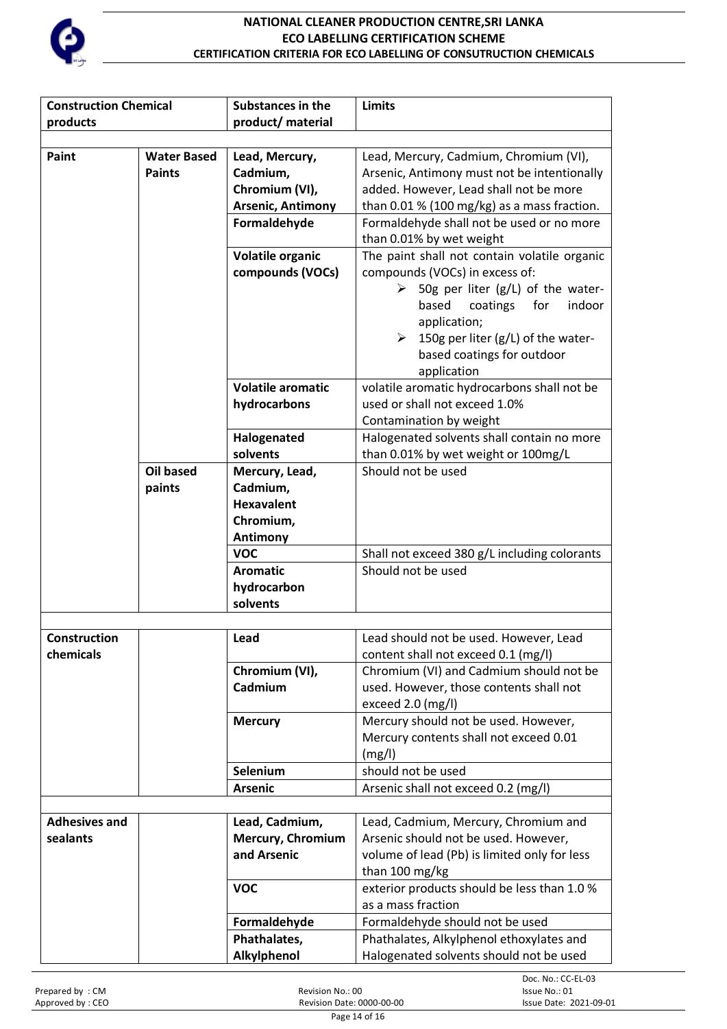| Construction Chemical products | | Substances in the product/ material | Limits |
|---|---|---|---|
| | | | |
| **Paint** | **Water Based Paints** | **Lead, Mercury, Cadmium, Chromium (VI), Arsenic, Antimony** | Lead, Mercury, Cadmium, Chromium (VI), Arsenic, Antimony must not be intentionally added. However, Lead shall not be more than 0.01 % (100 mg/kg) as a mass fraction. |
| | | **Formaldehyde** | Formaldehyde shall not be used or no more than 0.01% by wet weight |
| | | **Volatile organic compounds (VOCs)** | The paint shall not contain volatile organic compounds (VOCs) in excess of:<br>➢ 50g per liter (g/L) of the water-based coatings for indoor application;<br>➢ 150g per liter (g/L) of the water-based coatings for outdoor application |
| | | **Volatile aromatic hydrocarbons** | volatile aromatic hydrocarbons shall not be used or shall not exceed 1.0% Contamination by weight |
| | | **Halogenated solvents** | Halogenated solvents shall contain no more than 0.01% by wet weight or 100mg/L |
| | **Oil based paints** | **Mercury, Lead, Cadmium, Hexavalent Chromium, Antimony** | Should not be used |
| | | **VOC** | Shall not exceed 380 g/L including colorants |
| | | **Aromatic hydrocarbon solvents** | Should not be used |
| | | | |
| **Construction chemicals** | | **Lead** | Lead should not be used. However, Lead content shall not exceed 0.1 (mg/l) |
| | | **Chromium (VI), Cadmium** | Chromium (VI) and Cadmium should not be used. However, those contents shall not exceed 2.0 (mg/l) |
| | | **Mercury** | Mercury should not be used. However, Mercury contents shall not exceed 0.01 (mg/l) |
| | | **Selenium** | should not be used |
| | | **Arsenic** | Arsenic shall not exceed 0.2 (mg/l) |
| | | | |
| **Adhesives and sealants** | | **Lead, Cadmium, Mercury, Chromium and Arsenic** | Lead, Cadmium, Mercury, Chromium and Arsenic should not be used. However, volume of lead (Pb) is limited only for less than 100 mg/kg |
| | | **VOC** | exterior products should be less than 1.0 % as a mass fraction |
| | | **Formaldehyde** | Formaldehyde should not be used |
| | | **Phathalates, Alkylphenol** | Phathalates, Alkylphenol ethoxylates and Halogenated solvents should not be used |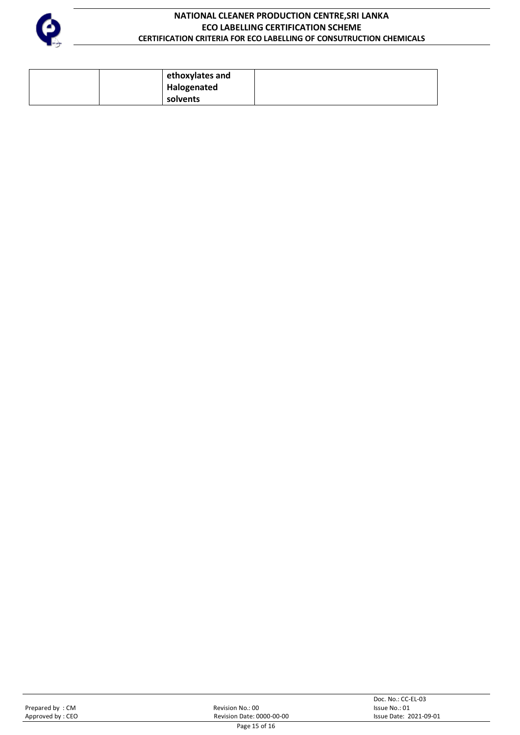| | | | |
|---|---|---|---|
| | | **ethoxylates and Halogenated solvents** | |